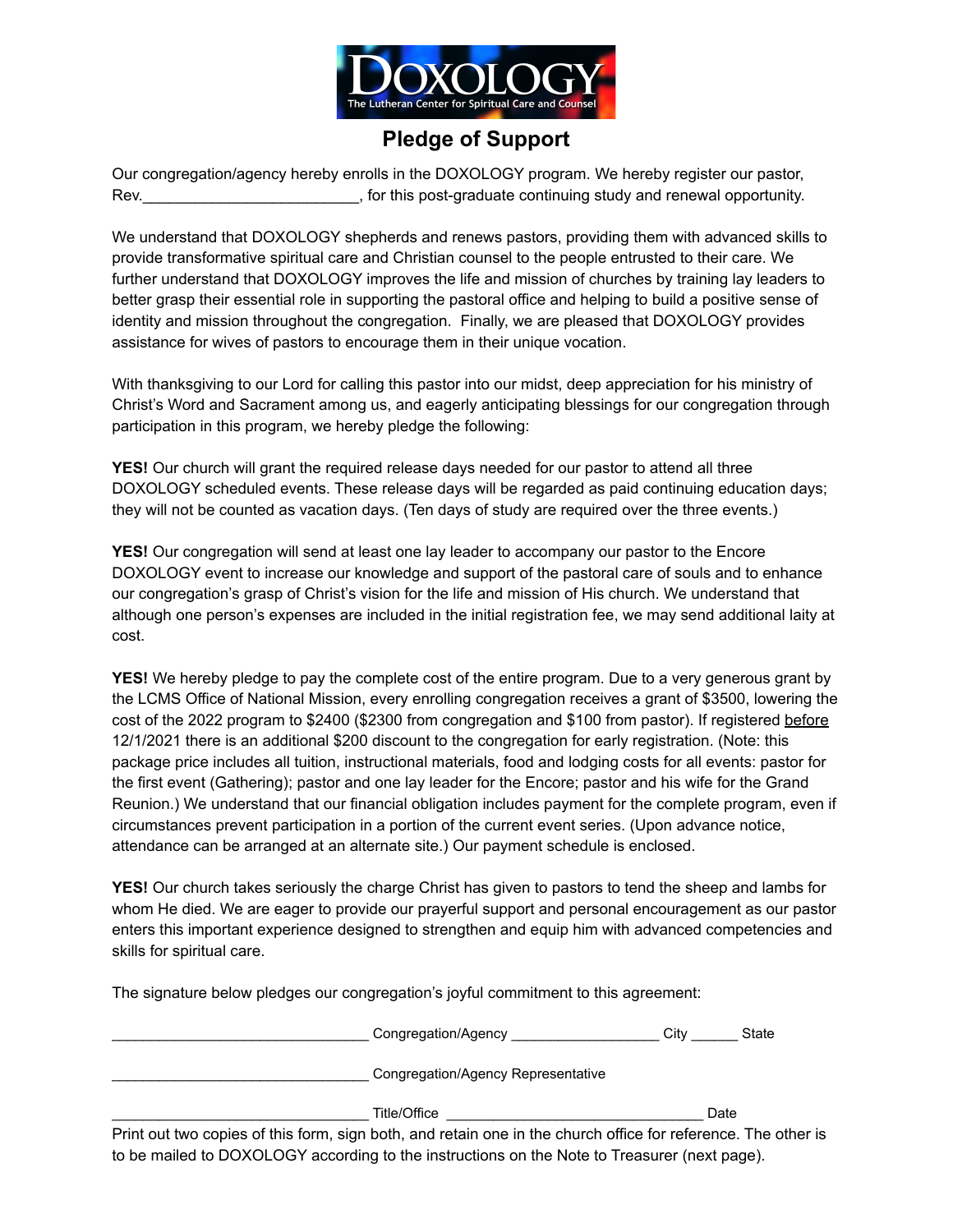DOXOLOGY
The Lutheran Center for Spiritual Care and Counsel

# Pledge of Support

Our congregation/agency hereby enrolls in the DOXOLOGY program. We hereby register our pastor, Rev.________________________, for this post-graduate continuing study and renewal opportunity.

We understand that DOXOLOGY shepherds and renews pastors, providing them with advanced skills to provide transformative spiritual care and Christian counsel to the people entrusted to their care. We further understand that DOXOLOGY improves the life and mission of churches by training lay leaders to better grasp their essential role in supporting the pastoral office and helping to build a positive sense of identity and mission throughout the congregation. Finally, we are pleased that DOXOLOGY provides assistance for wives of pastors to encourage them in their unique vocation.

With thanksgiving to our Lord for calling this pastor into our midst, deep appreciation for his ministry of Christ's Word and Sacrament among us, and eagerly anticipating blessings for our congregation through participation in this program, we hereby pledge the following:

**YES!** Our church will grant the required release days needed for our pastor to attend all three DOXOLOGY scheduled events. These release days will be regarded as paid continuing education days; they will not be counted as vacation days. (Ten days of study are required over the three events.)

**YES!** Our congregation will send at least one lay leader to accompany our pastor to the Encore DOXOLOGY event to increase our knowledge and support of the pastoral care of souls and to enhance our congregation's grasp of Christ's vision for the life and mission of His church. We understand that although one person's expenses are included in the initial registration fee, we may send additional laity at cost.

**YES!** We hereby pledge to pay the complete cost of the entire program. Due to a very generous grant by the LCMS Office of National Mission, every enrolling congregation receives a grant of $3500, lowering the cost of the 2022 program to $2400 ($2300 from congregation and $100 from pastor). If registered before 12/1/2021 there is an additional $200 discount to the congregation for early registration. (Note: this package price includes all tuition, instructional materials, food and lodging costs for all events: pastor for the first event (Gathering); pastor and one lay leader for the Encore; pastor and his wife for the Grand Reunion.) We understand that our financial obligation includes payment for the complete program, even if circumstances prevent participation in a portion of the current event series. (Upon advance notice, attendance can be arranged at an alternate site.) Our payment schedule is enclosed.

**YES!** Our church takes seriously the charge Christ has given to pastors to tend the sheep and lambs for whom He died. We are eager to provide our prayerful support and personal encouragement as our pastor enters this important experience designed to strengthen and equip him with advanced competencies and skills for spiritual care.

The signature below pledges our congregation's joyful commitment to this agreement:

______________________________ Congregation/Agency _________________ City ______ State

______________________________ Congregation/Agency Representative

______________________________ Title/Office ______________________________ Date

Print out two copies of this form, sign both, and retain one in the church office for reference. The other is to be mailed to DOXOLOGY according to the instructions on the Note to Treasurer (next page).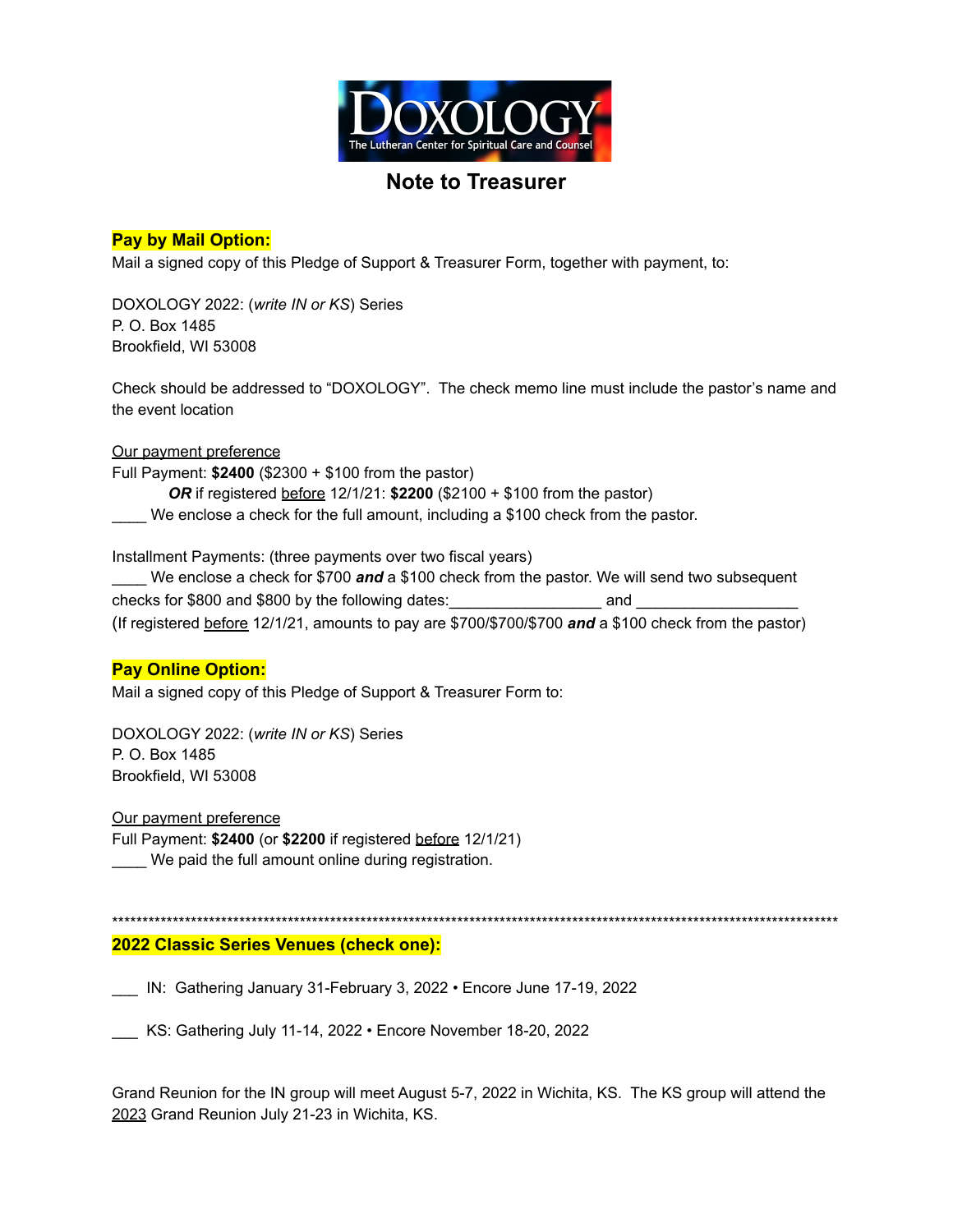DOXOLOGY

The Lutheran Center for Spiritual Care and Counsel

# Note to Treasurer

## Pay by Mail Option:

Mail a signed copy of this Pledge of Support & Treasurer Form, together with payment, to:

DOXOLOGY 2022: (*write IN or KS*) Series
P. O. Box 1485
Brookfield, WI 53008

Check should be addressed to "DOXOLOGY". The check memo line must include the pastor's name and the event location

Our payment preference

Full Payment: **$2400** ($2300 + $100 from the pastor)

***OR*** if registered before 12/1/21: **$2200** ($2100 + $100 from the pastor)

____ We enclose a check for the full amount, including a $100 check from the pastor.

Installment Payments: (three payments over two fiscal years)

____ We enclose a check for $700 ***and*** a $100 check from the pastor. We will send two subsequent checks for $800 and $800 by the following dates:_________________ and __________________

(If registered before 12/1/21, amounts to pay are $700/$700/$700 ***and*** a $100 check from the pastor)

## Pay Online Option:

Mail a signed copy of this Pledge of Support & Treasurer Form to:

DOXOLOGY 2022: (*write IN or KS*) Series
P. O. Box 1485
Brookfield, WI 53008

Our payment preference

Full Payment: **$2400** (or **$2200** if registered before 12/1/21)

____ We paid the full amount online during registration.

*****************************************************************************************************************

## 2022 Classic Series Venues (check one):

___ IN: Gathering January 31-February 3, 2022 • Encore June 17-19, 2022

___ KS: Gathering July 11-14, 2022 • Encore November 18-20, 2022

Grand Reunion for the IN group will meet August 5-7, 2022 in Wichita, KS. The KS group will attend the 2023 Grand Reunion July 21-23 in Wichita, KS.